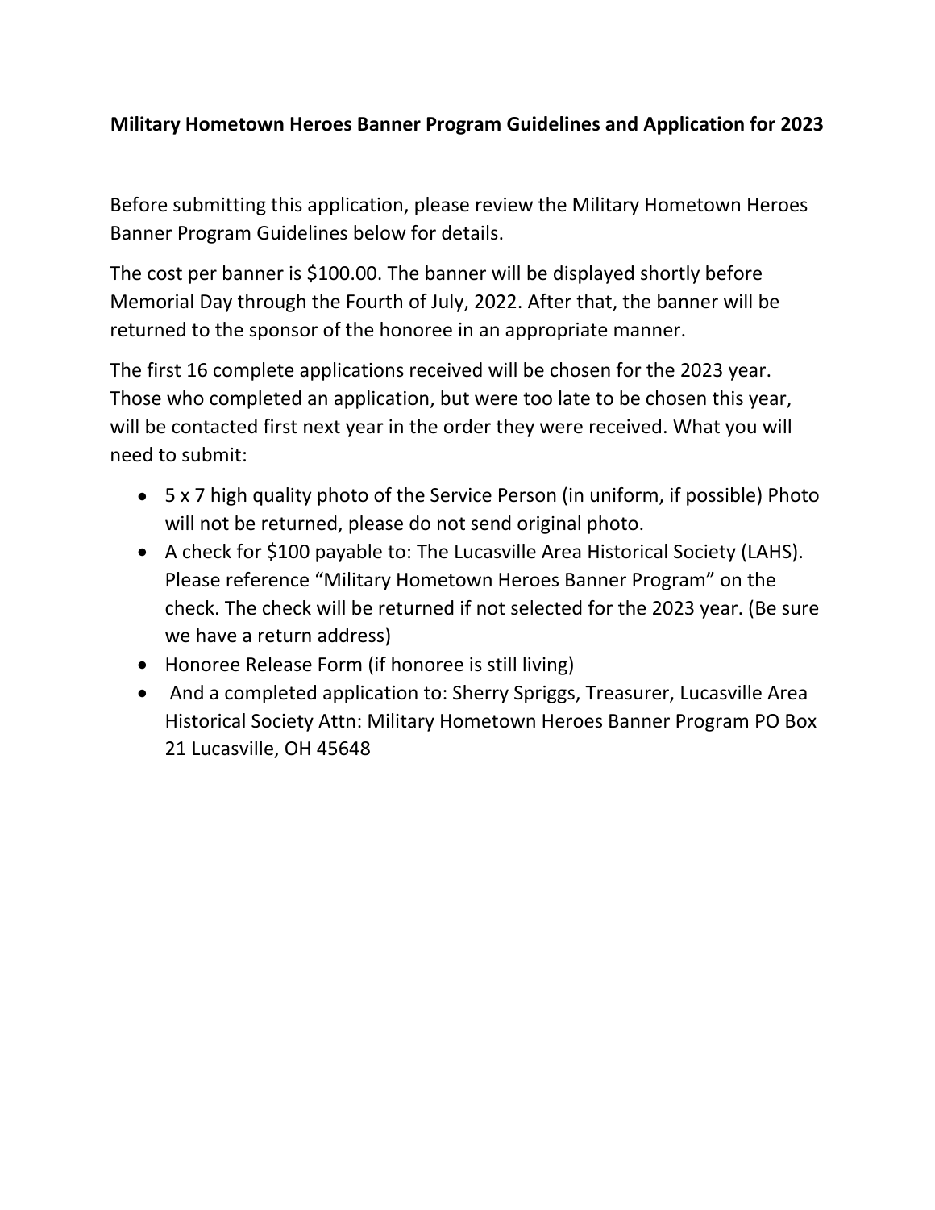**Military Hometown Heroes Banner Program Guidelines and Application for 2023**

Before submitting this application, please review the Military Hometown Heroes Banner Program Guidelines below for details.

The cost per banner is $100.00. The banner will be displayed shortly before Memorial Day through the Fourth of July, 2022. After that, the banner will be returned to the sponsor of the honoree in an appropriate manner.

The first 16 complete applications received will be chosen for the 2023 year. Those who completed an application, but were too late to be chosen this year, will be contacted first next year in the order they were received. What you will need to submit:

- 5 x 7 high quality photo of the Service Person (in uniform, if possible) Photo will not be returned, please do not send original photo.
- A check for $100 payable to: The Lucasville Area Historical Society (LAHS). Please reference "Military Hometown Heroes Banner Program" on the check. The check will be returned if not selected for the 2023 year. (Be sure we have a return address)
- Honoree Release Form (if honoree is still living)
- And a completed application to: Sherry Spriggs, Treasurer, Lucasville Area Historical Society Attn: Military Hometown Heroes Banner Program PO Box 21 Lucasville, OH 45648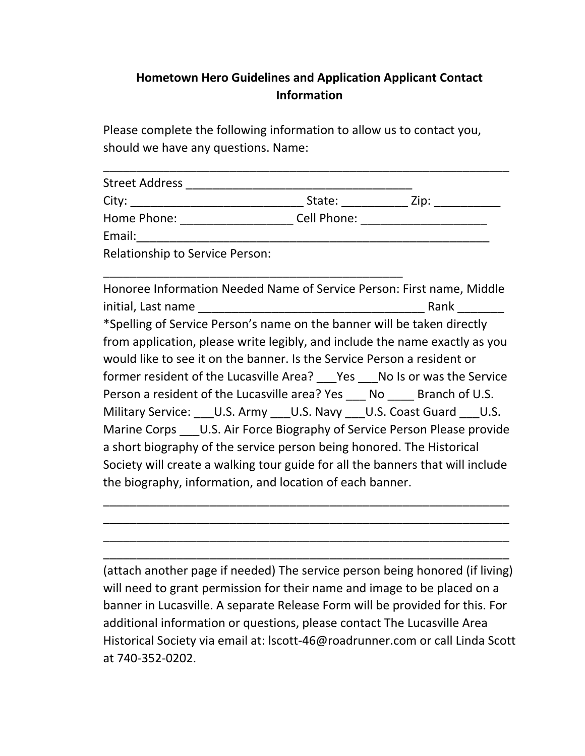**Hometown Hero Guidelines and Application Applicant Contact Information**

Please complete the following information to allow us to contact you, should we have any questions. Name:

_______________________________________________________________

Street Address ___________________________________

City: ___________________________ State: __________ Zip: __________

Home Phone: _________________ Cell Phone: ___________________

Email:_____________________________________________________

Relationship to Service Person:

______________________________________________

Honoree Information Needed Name of Service Person: First name, Middle initial, Last name ___________________________________ Rank _______ *Spelling of Service Person's name on the banner will be taken directly from application, please write legibly, and include the name exactly as you would like to see it on the banner. Is the Service Person a resident or former resident of the Lucasville Area? ___Yes ___No Is or was the Service Person a resident of the Lucasville area? Yes ___ No ____ Branch of U.S. Military Service: ___U.S. Army ___U.S. Navy ___U.S. Coast Guard ___U.S. Marine Corps ___U.S. Air Force Biography of Service Person Please provide a short biography of the service person being honored. The Historical Society will create a walking tour guide for all the banners that will include the biography, information, and location of each banner.

_______________________________________________________________
_______________________________________________________________
_______________________________________________________________
_______________________________________________________________

(attach another page if needed) The service person being honored (if living) will need to grant permission for their name and image to be placed on a banner in Lucasville. A separate Release Form will be provided for this. For additional information or questions, please contact The Lucasville Area Historical Society via email at: lscott-46@roadrunner.com or call Linda Scott at 740-352-0202.